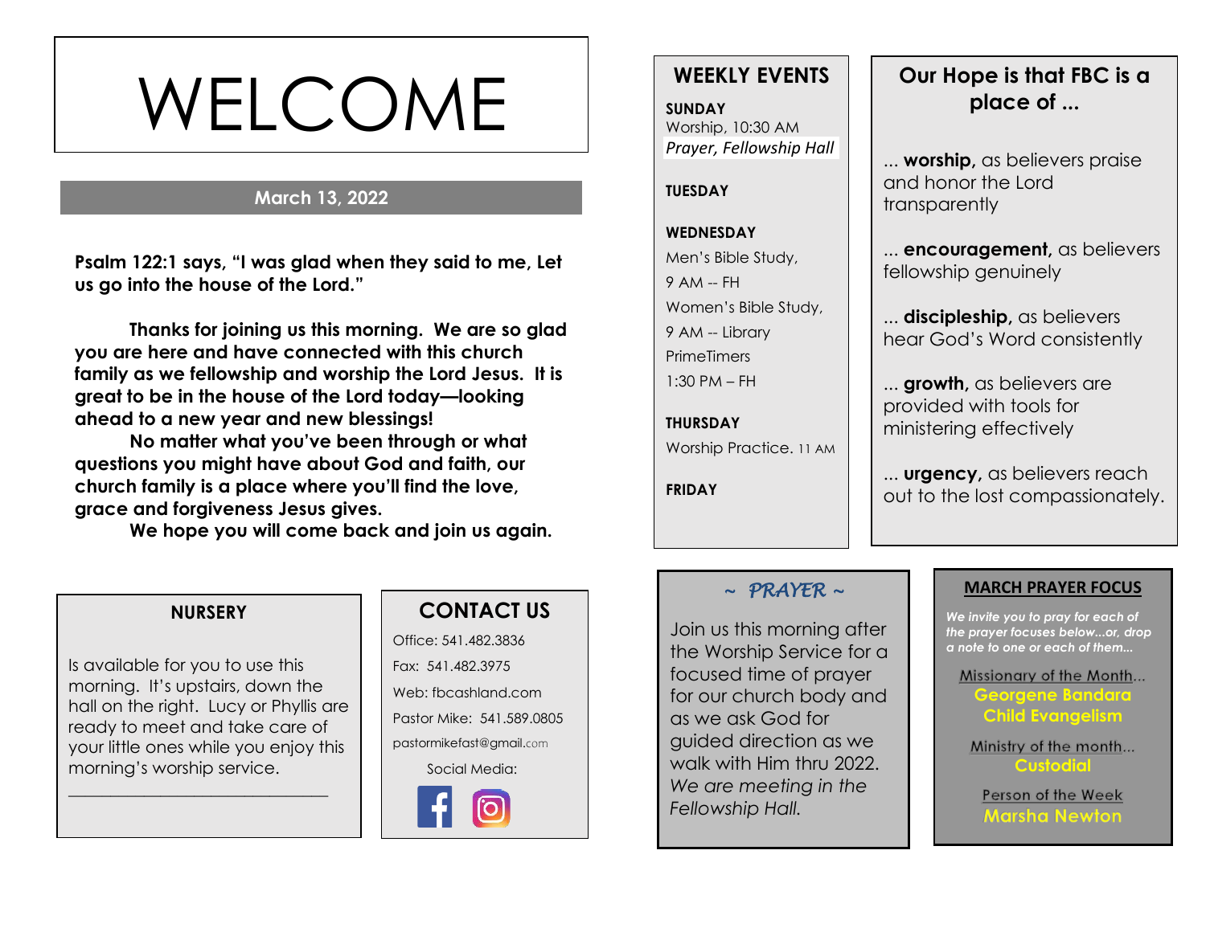# WELCOME

**March 13, 2022**

**Psalm 122:1 says, "I was glad when they said to me, Let us go into the house of the Lord."**

**Thanks for joining us this morning. We are so glad you are here and have connected with this church family as we fellowship and worship the Lord Jesus. It is great to be in the house of the Lord today—looking ahead to a new year and new blessings!**

**No matter what you've been through or what questions you might have about God and faith, our church family is a place where you'll find the love, grace and forgiveness Jesus gives.**

**We hope you will come back and join us again.**

## NURSERY

Is available for you to use this morning. It's upstairs, down the hall on the right. Lucy or Phyllis are ready to meet and take care of your little ones while you enjoy this morning's worship service.

______________________________

## CONTACT US

Office: 541.482.3836

Fax: 541.482.3975

Web: fbcashland.com

Pastor Mike: 541.589.0805

pastormikefast@gmail.com

Social Media:

## WEEKLY EVENTS

**SUNDAY**
Worship, 10:30 AM
*Prayer, Fellowship Hall*

**TUESDAY**

**WEDNESDAY**
Men's Bible Study,
9 AM -- FH
Women's Bible Study,
9 AM -- Library
PrimeTimers
1:30 PM – FH

**THURSDAY**
Worship Practice. 11 AM

**FRIDAY**

## Our Hope is that FBC is a place of ...

... **worship,** as believers praise and honor the Lord transparently

... **encouragement,** as believers fellowship genuinely

... **discipleship,** as believers hear God's Word consistently

... **growth,** as believers are provided with tools for ministering effectively

... **urgency,** as believers reach out to the lost compassionately.

## ~ *PRAYER* ~

Join us this morning after the Worship Service for a focused time of prayer for our church body and as we ask God for guided direction as we walk with Him thru 2022. *We are meeting in the Fellowship Hall.*

## MARCH PRAYER FOCUS

***We invite you to pray for each of the prayer focuses below...or, drop a note to one or each of them...***

Missionary of the Month...
**Georgene Bandara**
**Child Evangelism**

Ministry of the month...
**Custodial**

Person of the Week
**Marsha Newton**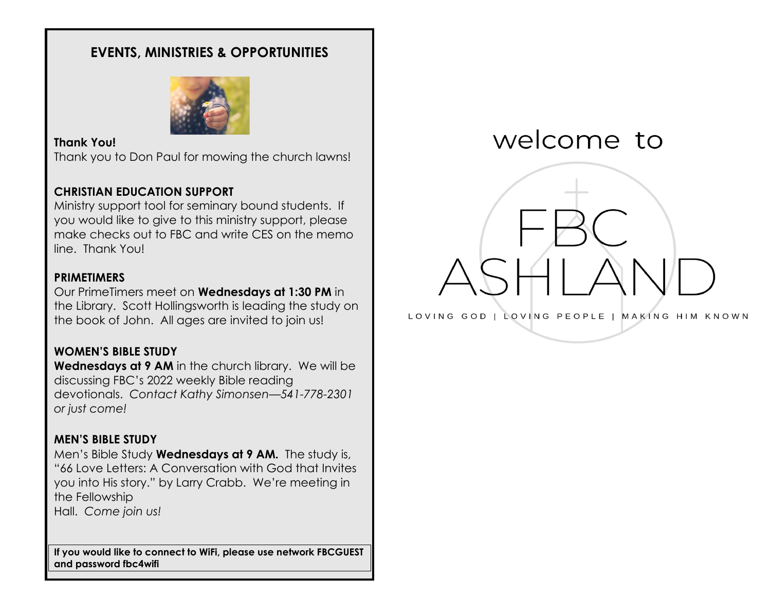## EVENTS, MINISTRIES & OPPORTUNITIES

**Thank You!**
Thank you to Don Paul for mowing the church lawns!

**CHRISTIAN EDUCATION SUPPORT**
Ministry support tool for seminary bound students. If you would like to give to this ministry support, please make checks out to FBC and write CES on the memo line. Thank You!

**PRIMETIMERS**
Our PrimeTimers meet on **Wednesdays at 1:30 PM** in the Library. Scott Hollingsworth is leading the study on the book of John. All ages are invited to join us!

**WOMEN'S BIBLE STUDY**
**Wednesdays at 9 AM** in the church library. We will be discussing FBC's 2022 weekly Bible reading devotionals. *Contact Kathy Simonsen—541-778-2301 or just come!*

**MEN'S BIBLE STUDY**
Men's Bible Study **Wednesdays at 9 AM.** The study is, "66 Love Letters: A Conversation with God that Invites you into His story." by Larry Crabb. We're meeting in the Fellowship Hall. *Come join us!*

**If you would like to connect to WiFi, please use network FBCGUEST and password fbc4wifi**

welcome to

# FBC ASHLAND

LOVING GOD | LOVING PEOPLE | MAKING HIM KNOWN